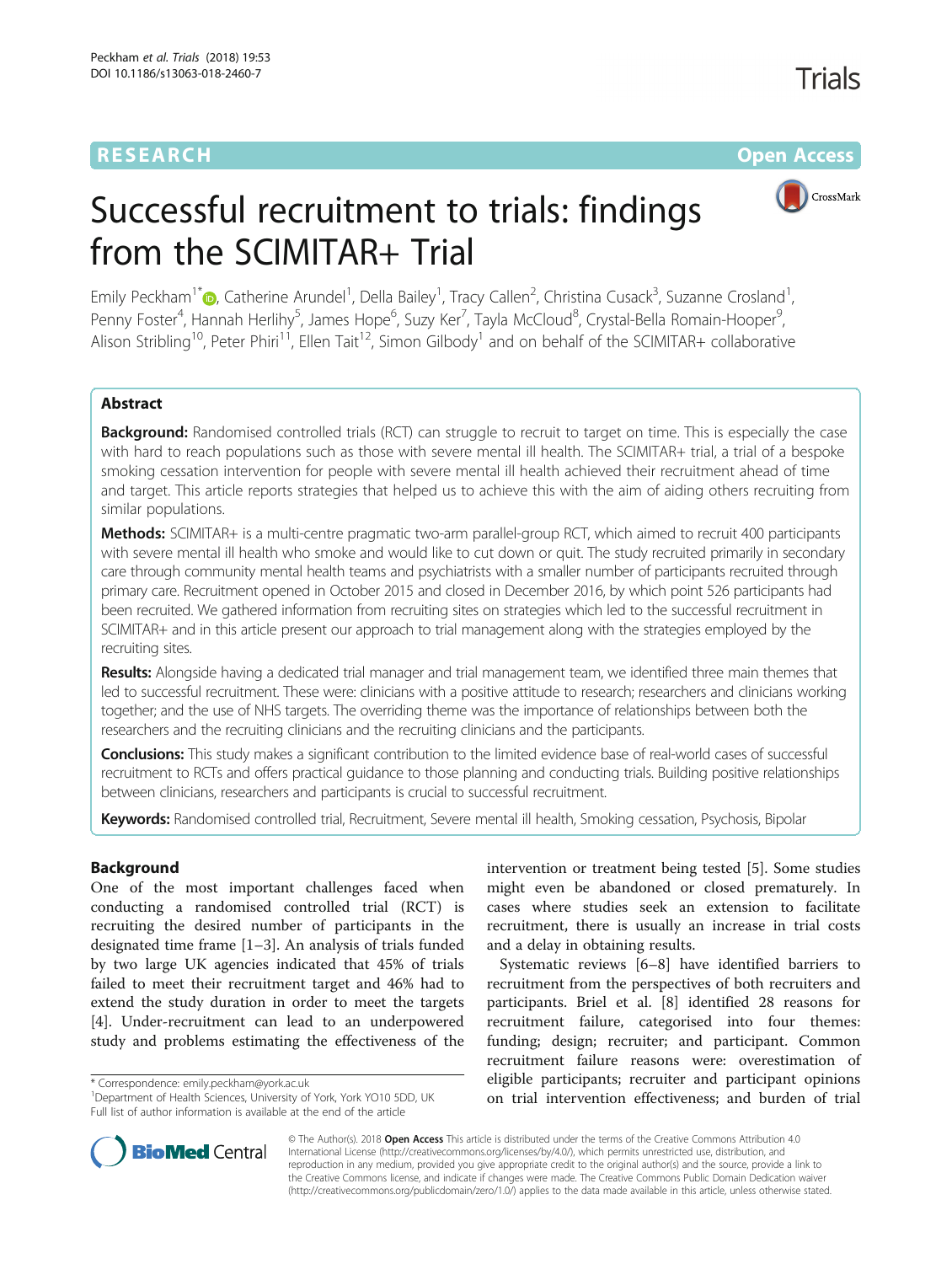RESEARCH

Open Access

# Successful recruitment to trials: findings from the SCIMITAR+ Trial

Emily Peckham[1*], Catherine Arundel[1], Della Bailey[1], Tracy Callen[2], Christina Cusack[3], Suzanne Crosland[1], Penny Foster[4], Hannah Herlihy[5], James Hope[6], Suzy Ker[7], Tayla McCloud[8], Crystal-Bella Romain-Hooper[9], Alison Stribling[10], Peter Phiri[11], Ellen Tait[12], Simon Gilbody[1] and on behalf of the SCIMITAR+ collaborative

## Abstract

**Background:** Randomised controlled trials (RCT) can struggle to recruit to target on time. This is especially the case with hard to reach populations such as those with severe mental ill health. The SCIMITAR+ trial, a trial of a bespoke smoking cessation intervention for people with severe mental ill health achieved their recruitment ahead of time and target. This article reports strategies that helped us to achieve this with the aim of aiding others recruiting from similar populations.

**Methods:** SCIMITAR+ is a multi-centre pragmatic two-arm parallel-group RCT, which aimed to recruit 400 participants with severe mental ill health who smoke and would like to cut down or quit. The study recruited primarily in secondary care through community mental health teams and psychiatrists with a smaller number of participants recruited through primary care. Recruitment opened in October 2015 and closed in December 2016, by which point 526 participants had been recruited. We gathered information from recruiting sites on strategies which led to the successful recruitment in SCIMITAR+ and in this article present our approach to trial management along with the strategies employed by the recruiting sites.

**Results:** Alongside having a dedicated trial manager and trial management team, we identified three main themes that led to successful recruitment. These were: clinicians with a positive attitude to research; researchers and clinicians working together; and the use of NHS targets. The overriding theme was the importance of relationships between both the researchers and the recruiting clinicians and the recruiting clinicians and the participants.

**Conclusions:** This study makes a significant contribution to the limited evidence base of real-world cases of successful recruitment to RCTs and offers practical guidance to those planning and conducting trials. Building positive relationships between clinicians, researchers and participants is crucial to successful recruitment.

**Keywords:** Randomised controlled trial, Recruitment, Severe mental ill health, Smoking cessation, Psychosis, Bipolar

## Background

One of the most important challenges faced when conducting a randomised controlled trial (RCT) is recruiting the desired number of participants in the designated time frame [1–3]. An analysis of trials funded by two large UK agencies indicated that 45% of trials failed to meet their recruitment target and 46% had to extend the study duration in order to meet the targets [4]. Under-recruitment can lead to an underpowered study and problems estimating the effectiveness of the intervention or treatment being tested [5]. Some studies might even be abandoned or closed prematurely. In cases where studies seek an extension to facilitate recruitment, there is usually an increase in trial costs and a delay in obtaining results.

Systematic reviews [6–8] have identified barriers to recruitment from the perspectives of both recruiters and participants. Briel et al. [8] identified 28 reasons for recruitment failure, categorised into four themes: funding; design; recruiter; and participant. Common recruitment failure reasons were: overestimation of eligible participants; recruiter and participant opinions on trial intervention effectiveness; and burden of trial

* Correspondence: emily.peckham@york.ac.uk
[1]Department of Health Sciences, University of York, York YO10 5DD, UK
Full list of author information is available at the end of the article

© The Author(s). 2018 **Open Access** This article is distributed under the terms of the Creative Commons Attribution 4.0 International License (http://creativecommons.org/licenses/by/4.0/), which permits unrestricted use, distribution, and reproduction in any medium, provided you give appropriate credit to the original author(s) and the source, provide a link to the Creative Commons license, and indicate if changes were made. The Creative Commons Public Domain Dedication waiver (http://creativecommons.org/publicdomain/zero/1.0/) applies to the data made available in this article, unless otherwise stated.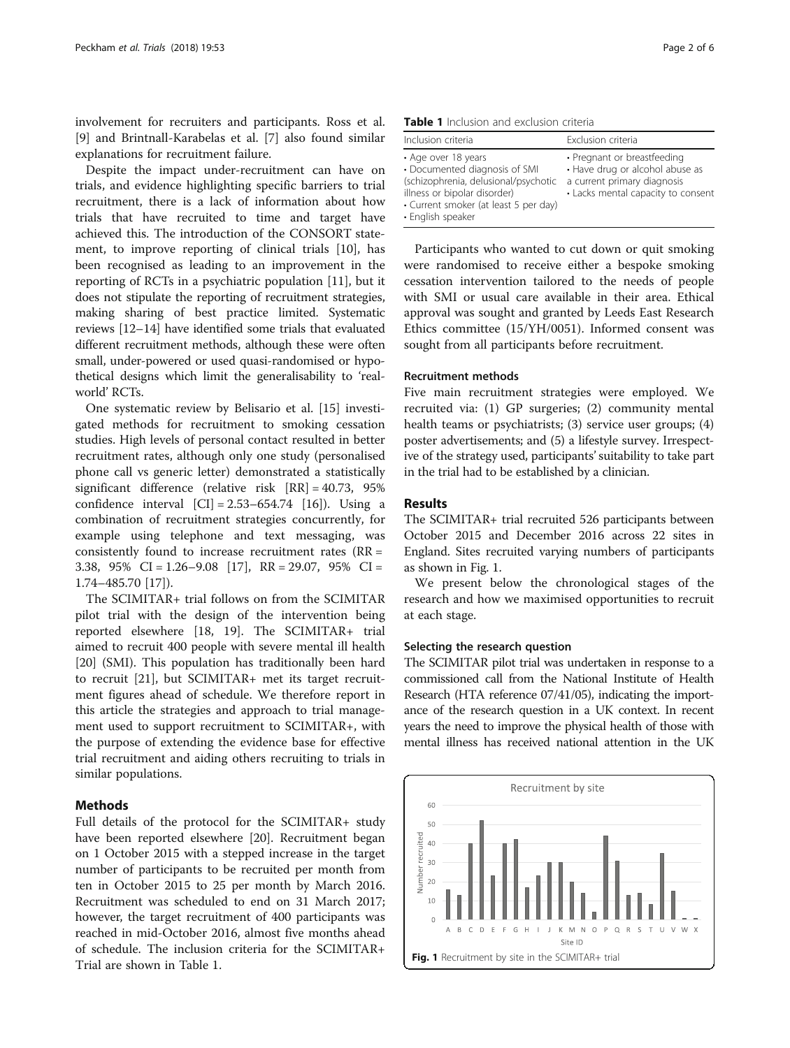involvement for recruiters and participants. Ross et al. [9] and Brintnall-Karabelas et al. [7] also found similar explanations for recruitment failure.

Despite the impact under-recruitment can have on trials, and evidence highlighting specific barriers to trial recruitment, there is a lack of information about how trials that have recruited to time and target have achieved this. The introduction of the CONSORT statement, to improve reporting of clinical trials [10], has been recognised as leading to an improvement in the reporting of RCTs in a psychiatric population [11], but it does not stipulate the reporting of recruitment strategies, making sharing of best practice limited. Systematic reviews [12–14] have identified some trials that evaluated different recruitment methods, although these were often small, under-powered or used quasi-randomised or hypothetical designs which limit the generalisability to 'real-world' RCTs.

One systematic review by Belisario et al. [15] investigated methods for recruitment to smoking cessation studies. High levels of personal contact resulted in better recruitment rates, although only one study (personalised phone call vs generic letter) demonstrated a statistically significant difference (relative risk [RR] = 40.73, 95% confidence interval [CI] = 2.53–654.74 [16]). Using a combination of recruitment strategies concurrently, for example using telephone and text messaging, was consistently found to increase recruitment rates (RR = 3.38, 95% CI = 1.26–9.08 [17], RR = 29.07, 95% CI = 1.74–485.70 [17]).

The SCIMITAR+ trial follows on from the SCIMITAR pilot trial with the design of the intervention being reported elsewhere [18, 19]. The SCIMITAR+ trial aimed to recruit 400 people with severe mental ill health [20] (SMI). This population has traditionally been hard to recruit [21], but SCIMITAR+ met its target recruitment figures ahead of schedule. We therefore report in this article the strategies and approach to trial management used to support recruitment to SCIMITAR+, with the purpose of extending the evidence base for effective trial recruitment and aiding others recruiting to trials in similar populations.

## Methods

Full details of the protocol for the SCIMITAR+ study have been reported elsewhere [20]. Recruitment began on 1 October 2015 with a stepped increase in the target number of participants to be recruited per month from ten in October 2015 to 25 per month by March 2016. Recruitment was scheduled to end on 31 March 2017; however, the target recruitment of 400 participants was reached in mid-October 2016, almost five months ahead of schedule. The inclusion criteria for the SCIMITAR+ Trial are shown in Table 1.

**Table 1** Inclusion and exclusion criteria

| Inclusion criteria | Exclusion criteria |
|---|---|
| • Age over 18 years<br>• Documented diagnosis of SMI (schizophrenia, delusional/psychotic illness or bipolar disorder)<br>• Current smoker (at least 5 per day)<br>• English speaker | • Pregnant or breastfeeding<br>• Have drug or alcohol abuse as a current primary diagnosis<br>• Lacks mental capacity to consent |

Participants who wanted to cut down or quit smoking were randomised to receive either a bespoke smoking cessation intervention tailored to the needs of people with SMI or usual care available in their area. Ethical approval was sought and granted by Leeds East Research Ethics committee (15/YH/0051). Informed consent was sought from all participants before recruitment.

### Recruitment methods

Five main recruitment strategies were employed. We recruited via: (1) GP surgeries; (2) community mental health teams or psychiatrists; (3) service user groups; (4) poster advertisements; and (5) a lifestyle survey. Irrespective of the strategy used, participants' suitability to take part in the trial had to be established by a clinician.

## Results

The SCIMITAR+ trial recruited 526 participants between October 2015 and December 2016 across 22 sites in England. Sites recruited varying numbers of participants as shown in Fig. 1.

We present below the chronological stages of the research and how we maximised opportunities to recruit at each stage.

### Selecting the research question

The SCIMITAR pilot trial was undertaken in response to a commissioned call from the National Institute of Health Research (HTA reference 07/41/05), indicating the importance of the research question in a UK context. In recent years the need to improve the physical health of those with mental illness has received national attention in the UK

**Fig. 1** Recruitment by site in the SCIMITAR+ trial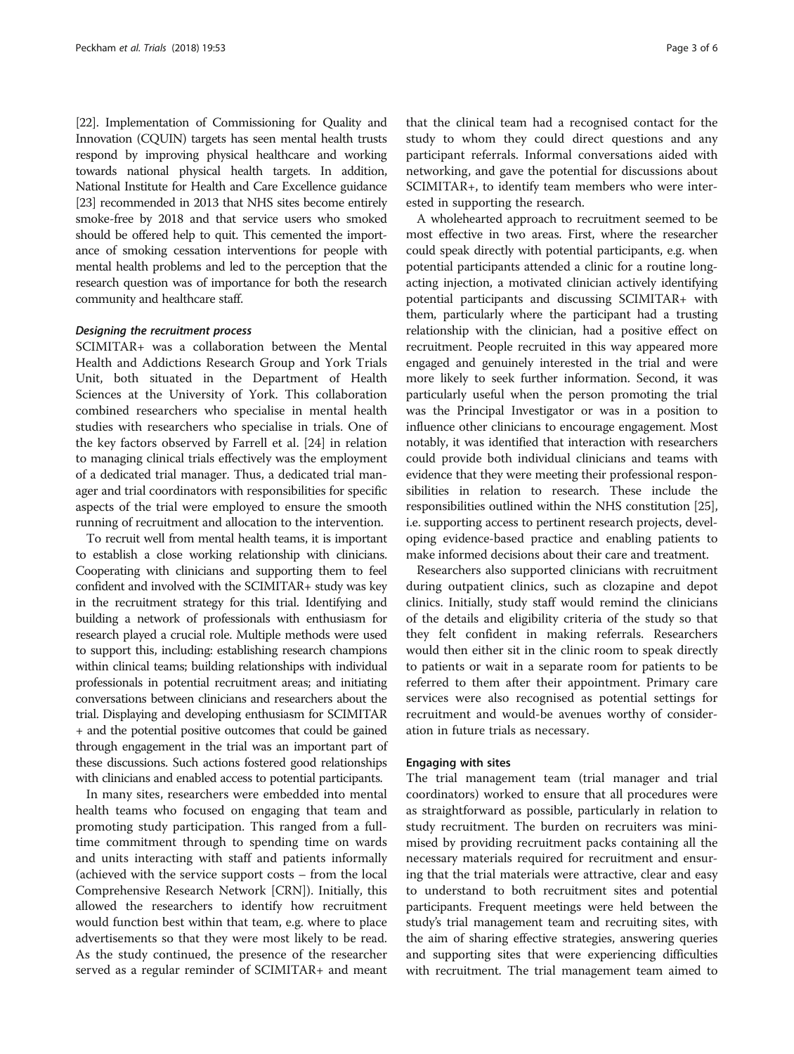[22]. Implementation of Commissioning for Quality and Innovation (CQUIN) targets has seen mental health trusts respond by improving physical healthcare and working towards national physical health targets. In addition, National Institute for Health and Care Excellence guidance [23] recommended in 2013 that NHS sites become entirely smoke-free by 2018 and that service users who smoked should be offered help to quit. This cemented the importance of smoking cessation interventions for people with mental health problems and led to the perception that the research question was of importance for both the research community and healthcare staff.

#### *Designing the recruitment process*

SCIMITAR+ was a collaboration between the Mental Health and Addictions Research Group and York Trials Unit, both situated in the Department of Health Sciences at the University of York. This collaboration combined researchers who specialise in mental health studies with researchers who specialise in trials. One of the key factors observed by Farrell et al. [24] in relation to managing clinical trials effectively was the employment of a dedicated trial manager. Thus, a dedicated trial manager and trial coordinators with responsibilities for specific aspects of the trial were employed to ensure the smooth running of recruitment and allocation to the intervention.

To recruit well from mental health teams, it is important to establish a close working relationship with clinicians. Cooperating with clinicians and supporting them to feel confident and involved with the SCIMITAR+ study was key in the recruitment strategy for this trial. Identifying and building a network of professionals with enthusiasm for research played a crucial role. Multiple methods were used to support this, including: establishing research champions within clinical teams; building relationships with individual professionals in potential recruitment areas; and initiating conversations between clinicians and researchers about the trial. Displaying and developing enthusiasm for SCIMITAR + and the potential positive outcomes that could be gained through engagement in the trial was an important part of these discussions. Such actions fostered good relationships with clinicians and enabled access to potential participants.

In many sites, researchers were embedded into mental health teams who focused on engaging that team and promoting study participation. This ranged from a full-time commitment through to spending time on wards and units interacting with staff and patients informally (achieved with the service support costs – from the local Comprehensive Research Network [CRN]). Initially, this allowed the researchers to identify how recruitment would function best within that team, e.g. where to place advertisements so that they were most likely to be read. As the study continued, the presence of the researcher served as a regular reminder of SCIMITAR+ and meant that the clinical team had a recognised contact for the study to whom they could direct questions and any participant referrals. Informal conversations aided with networking, and gave the potential for discussions about SCIMITAR+, to identify team members who were interested in supporting the research.

A wholehearted approach to recruitment seemed to be most effective in two areas. First, where the researcher could speak directly with potential participants, e.g. when potential participants attended a clinic for a routine long-acting injection, a motivated clinician actively identifying potential participants and discussing SCIMITAR+ with them, particularly where the participant had a trusting relationship with the clinician, had a positive effect on recruitment. People recruited in this way appeared more engaged and genuinely interested in the trial and were more likely to seek further information. Second, it was particularly useful when the person promoting the trial was the Principal Investigator or was in a position to influence other clinicians to encourage engagement. Most notably, it was identified that interaction with researchers could provide both individual clinicians and teams with evidence that they were meeting their professional responsibilities in relation to research. These include the responsibilities outlined within the NHS constitution [25], i.e. supporting access to pertinent research projects, developing evidence-based practice and enabling patients to make informed decisions about their care and treatment.

Researchers also supported clinicians with recruitment during outpatient clinics, such as clozapine and depot clinics. Initially, study staff would remind the clinicians of the details and eligibility criteria of the study so that they felt confident in making referrals. Researchers would then either sit in the clinic room to speak directly to patients or wait in a separate room for patients to be referred to them after their appointment. Primary care services were also recognised as potential settings for recruitment and would-be avenues worthy of consideration in future trials as necessary.

### Engaging with sites

The trial management team (trial manager and trial coordinators) worked to ensure that all procedures were as straightforward as possible, particularly in relation to study recruitment. The burden on recruiters was minimised by providing recruitment packs containing all the necessary materials required for recruitment and ensuring that the trial materials were attractive, clear and easy to understand to both recruitment sites and potential participants. Frequent meetings were held between the study's trial management team and recruiting sites, with the aim of sharing effective strategies, answering queries and supporting sites that were experiencing difficulties with recruitment. The trial management team aimed to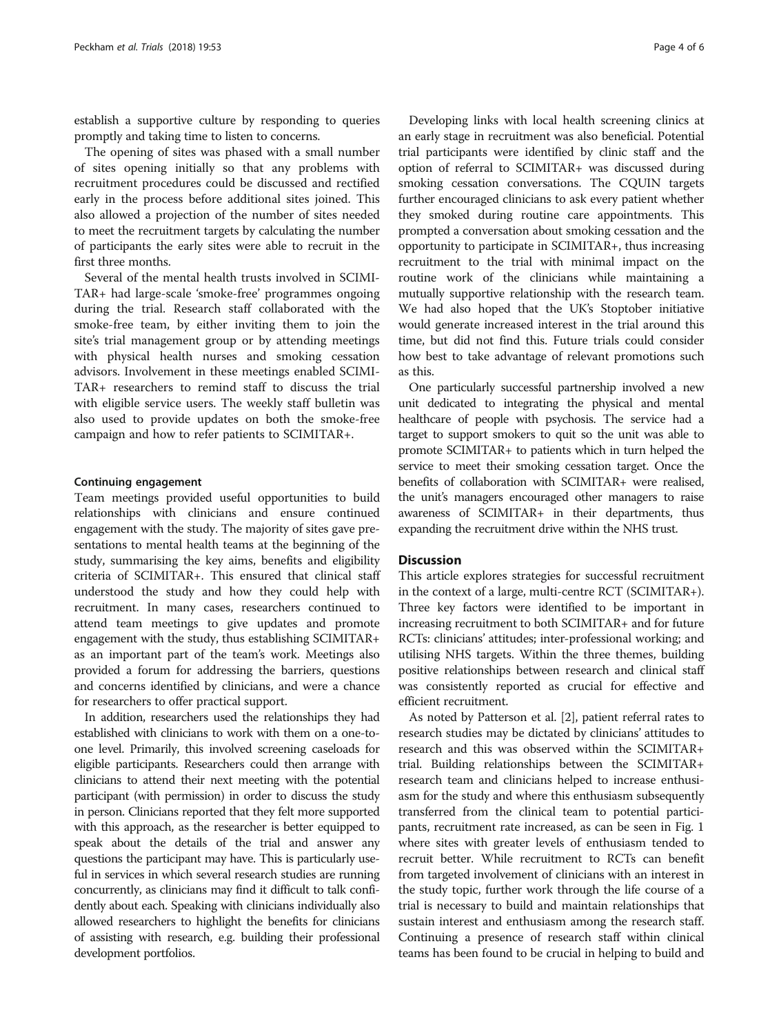establish a supportive culture by responding to queries promptly and taking time to listen to concerns.

The opening of sites was phased with a small number of sites opening initially so that any problems with recruitment procedures could be discussed and rectified early in the process before additional sites joined. This also allowed a projection of the number of sites needed to meet the recruitment targets by calculating the number of participants the early sites were able to recruit in the first three months.

Several of the mental health trusts involved in SCIMITAR+ had large-scale 'smoke-free' programmes ongoing during the trial. Research staff collaborated with the smoke-free team, by either inviting them to join the site's trial management group or by attending meetings with physical health nurses and smoking cessation advisors. Involvement in these meetings enabled SCIMITAR+ researchers to remind staff to discuss the trial with eligible service users. The weekly staff bulletin was also used to provide updates on both the smoke-free campaign and how to refer patients to SCIMITAR+.

#### Continuing engagement

Team meetings provided useful opportunities to build relationships with clinicians and ensure continued engagement with the study. The majority of sites gave presentations to mental health teams at the beginning of the study, summarising the key aims, benefits and eligibility criteria of SCIMITAR+. This ensured that clinical staff understood the study and how they could help with recruitment. In many cases, researchers continued to attend team meetings to give updates and promote engagement with the study, thus establishing SCIMITAR+ as an important part of the team's work. Meetings also provided a forum for addressing the barriers, questions and concerns identified by clinicians, and were a chance for researchers to offer practical support.

In addition, researchers used the relationships they had established with clinicians to work with them on a one-to-one level. Primarily, this involved screening caseloads for eligible participants. Researchers could then arrange with clinicians to attend their next meeting with the potential participant (with permission) in order to discuss the study in person. Clinicians reported that they felt more supported with this approach, as the researcher is better equipped to speak about the details of the trial and answer any questions the participant may have. This is particularly useful in services in which several research studies are running concurrently, as clinicians may find it difficult to talk confidently about each. Speaking with clinicians individually also allowed researchers to highlight the benefits for clinicians of assisting with research, e.g. building their professional development portfolios.

Developing links with local health screening clinics at an early stage in recruitment was also beneficial. Potential trial participants were identified by clinic staff and the option of referral to SCIMITAR+ was discussed during smoking cessation conversations. The CQUIN targets further encouraged clinicians to ask every patient whether they smoked during routine care appointments. This prompted a conversation about smoking cessation and the opportunity to participate in SCIMITAR+, thus increasing recruitment to the trial with minimal impact on the routine work of the clinicians while maintaining a mutually supportive relationship with the research team. We had also hoped that the UK's Stoptober initiative would generate increased interest in the trial around this time, but did not find this. Future trials could consider how best to take advantage of relevant promotions such as this.

One particularly successful partnership involved a new unit dedicated to integrating the physical and mental healthcare of people with psychosis. The service had a target to support smokers to quit so the unit was able to promote SCIMITAR+ to patients which in turn helped the service to meet their smoking cessation target. Once the benefits of collaboration with SCIMITAR+ were realised, the unit's managers encouraged other managers to raise awareness of SCIMITAR+ in their departments, thus expanding the recruitment drive within the NHS trust.

## Discussion

This article explores strategies for successful recruitment in the context of a large, multi-centre RCT (SCIMITAR+). Three key factors were identified to be important in increasing recruitment to both SCIMITAR+ and for future RCTs: clinicians' attitudes; inter-professional working; and utilising NHS targets. Within the three themes, building positive relationships between research and clinical staff was consistently reported as crucial for effective and efficient recruitment.

As noted by Patterson et al. [2], patient referral rates to research studies may be dictated by clinicians' attitudes to research and this was observed within the SCIMITAR+ trial. Building relationships between the SCIMITAR+ research team and clinicians helped to increase enthusiasm for the study and where this enthusiasm subsequently transferred from the clinical team to potential participants, recruitment rate increased, as can be seen in Fig. 1 where sites with greater levels of enthusiasm tended to recruit better. While recruitment to RCTs can benefit from targeted involvement of clinicians with an interest in the study topic, further work through the life course of a trial is necessary to build and maintain relationships that sustain interest and enthusiasm among the research staff. Continuing a presence of research staff within clinical teams has been found to be crucial in helping to build and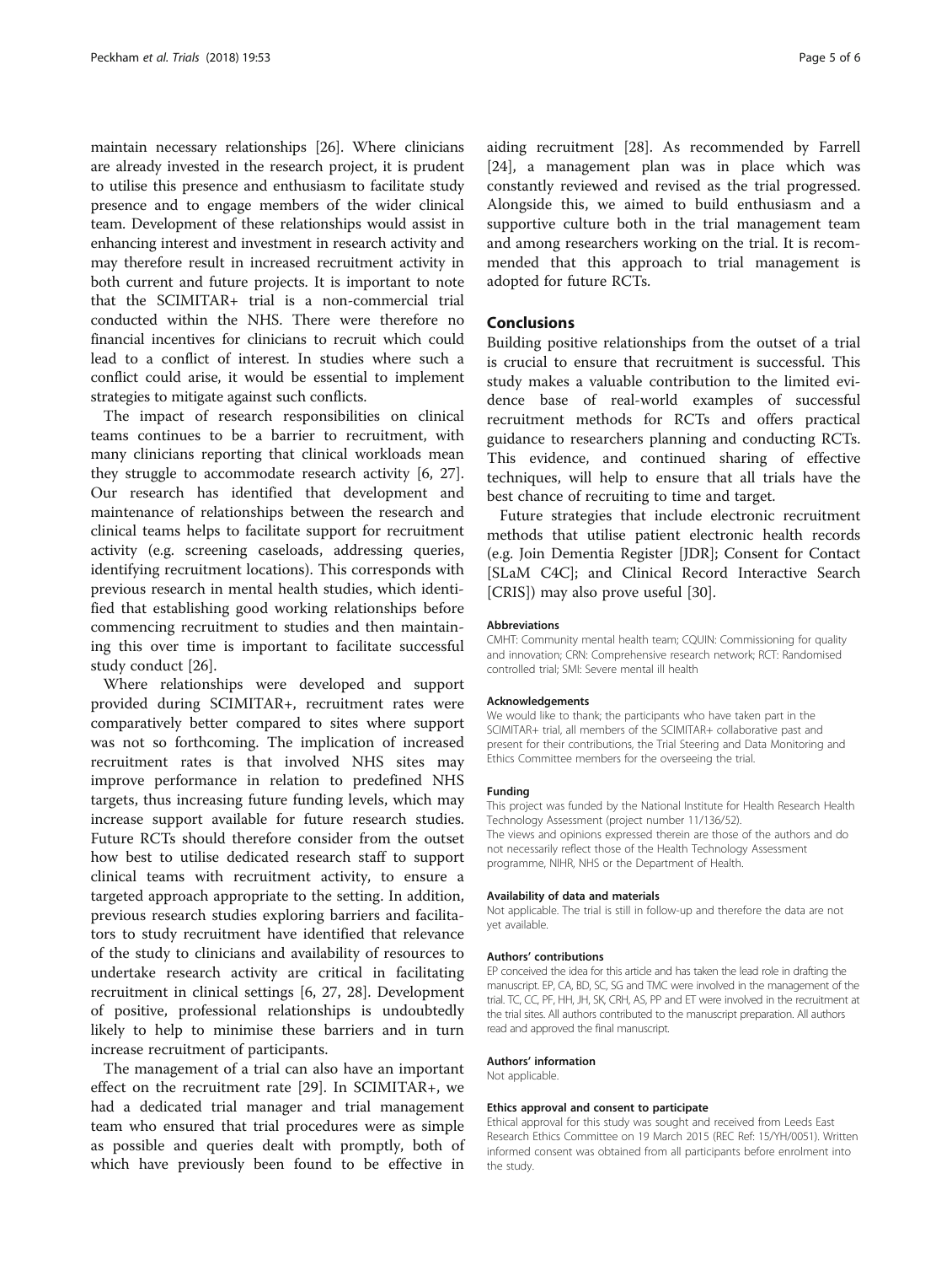maintain necessary relationships [26]. Where clinicians are already invested in the research project, it is prudent to utilise this presence and enthusiasm to facilitate study presence and to engage members of the wider clinical team. Development of these relationships would assist in enhancing interest and investment in research activity and may therefore result in increased recruitment activity in both current and future projects. It is important to note that the SCIMITAR+ trial is a non-commercial trial conducted within the NHS. There were therefore no financial incentives for clinicians to recruit which could lead to a conflict of interest. In studies where such a conflict could arise, it would be essential to implement strategies to mitigate against such conflicts.

The impact of research responsibilities on clinical teams continues to be a barrier to recruitment, with many clinicians reporting that clinical workloads mean they struggle to accommodate research activity [6, 27]. Our research has identified that development and maintenance of relationships between the research and clinical teams helps to facilitate support for recruitment activity (e.g. screening caseloads, addressing queries, identifying recruitment locations). This corresponds with previous research in mental health studies, which identified that establishing good working relationships before commencing recruitment to studies and then maintaining this over time is important to facilitate successful study conduct [26].

Where relationships were developed and support provided during SCIMITAR+, recruitment rates were comparatively better compared to sites where support was not so forthcoming. The implication of increased recruitment rates is that involved NHS sites may improve performance in relation to predefined NHS targets, thus increasing future funding levels, which may increase support available for future research studies. Future RCTs should therefore consider from the outset how best to utilise dedicated research staff to support clinical teams with recruitment activity, to ensure a targeted approach appropriate to the setting. In addition, previous research studies exploring barriers and facilitators to study recruitment have identified that relevance of the study to clinicians and availability of resources to undertake research activity are critical in facilitating recruitment in clinical settings [6, 27, 28]. Development of positive, professional relationships is undoubtedly likely to help to minimise these barriers and in turn increase recruitment of participants.

The management of a trial can also have an important effect on the recruitment rate [29]. In SCIMITAR+, we had a dedicated trial manager and trial management team who ensured that trial procedures were as simple as possible and queries dealt with promptly, both of which have previously been found to be effective in aiding recruitment [28]. As recommended by Farrell [24], a management plan was in place which was constantly reviewed and revised as the trial progressed. Alongside this, we aimed to build enthusiasm and a supportive culture both in the trial management team and among researchers working on the trial. It is recommended that this approach to trial management is adopted for future RCTs.

## Conclusions

Building positive relationships from the outset of a trial is crucial to ensure that recruitment is successful. This study makes a valuable contribution to the limited evidence base of real-world examples of successful recruitment methods for RCTs and offers practical guidance to researchers planning and conducting RCTs. This evidence, and continued sharing of effective techniques, will help to ensure that all trials have the best chance of recruiting to time and target.

Future strategies that include electronic recruitment methods that utilise patient electronic health records (e.g. Join Dementia Register [JDR]; Consent for Contact [SLaM C4C]; and Clinical Record Interactive Search [CRIS]) may also prove useful [30].

#### Abbreviations

CMHT: Community mental health team; CQUIN: Commissioning for quality and innovation; CRN: Comprehensive research network; RCT: Randomised controlled trial; SMI: Severe mental ill health

#### Acknowledgements

We would like to thank; the participants who have taken part in the SCIMITAR+ trial, all members of the SCIMITAR+ collaborative past and present for their contributions, the Trial Steering and Data Monitoring and Ethics Committee members for the overseeing the trial.

#### Funding

This project was funded by the National Institute for Health Research Health Technology Assessment (project number 11/136/52).
The views and opinions expressed therein are those of the authors and do not necessarily reflect those of the Health Technology Assessment programme, NIHR, NHS or the Department of Health.

#### Availability of data and materials

Not applicable. The trial is still in follow-up and therefore the data are not yet available.

#### Authors' contributions

EP conceived the idea for this article and has taken the lead role in drafting the manuscript. EP, CA, BD, SC, SG and TMC were involved in the management of the trial. TC, CC, PF, HH, JH, SK, CRH, AS, PP and ET were involved in the recruitment at the trial sites. All authors contributed to the manuscript preparation. All authors read and approved the final manuscript.

#### Authors' information

Not applicable.

#### Ethics approval and consent to participate

Ethical approval for this study was sought and received from Leeds East Research Ethics Committee on 19 March 2015 (REC Ref: 15/YH/0051). Written informed consent was obtained from all participants before enrolment into the study.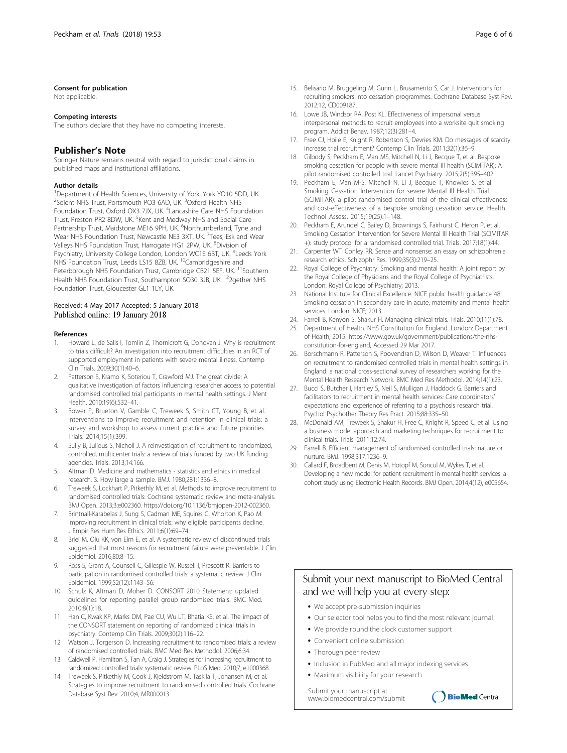#### Consent for publication

Not applicable.

#### Competing interests

The authors declare that they have no competing interests.

### Publisher's Note

Springer Nature remains neutral with regard to jurisdictional claims in published maps and institutional affiliations.

#### Author details

[1]Department of Health Sciences, University of York, York YO10 5DD, UK. [2]Solent NHS Trust, Portsmouth PO3 6AD, UK. [3]Oxford Health NHS Foundation Trust, Oxford OX3 7JX, UK. [4]Lancashire Care NHS Foundation Trust, Preston PR2 8DW, UK. [5]Kent and Medway NHS and Social Care Partnership Trust, Maidstone ME16 9PH, UK. [6]Northumberland, Tyne and Wear NHS Foundation Trust, Newcastle NE3 3XT, UK. [7]Tees, Esk and Wear Valleys NHS Foundation Trust, Harrogate HG1 2PW, UK. [8]Division of Psychiatry, University College London, London WC1E 6BT, UK. [9]Leeds York NHS Foundation Trust, Leeds LS15 8ZB, UK. [10]Cambridgeshire and Peterborough NHS Foundation Trust, Cambridge CB21 5EF, UK. [11]Southern Health NHS Foundation Trust, Southampton SO30 3JB, UK. [12]2gether NHS Foundation Trust, Gloucester GL1 1LY, UK.

Received: 4 May 2017 Accepted: 5 January 2018
Published online: 19 January 2018

#### References

1. Howard L, de Salis I, Tomlin Z, Thornicroft G, Donovan J. Why is recruitment to trials difficult? An investigation into recruitment difficulties in an RCT of supported employment in patients with severe mental illness. Contemp Clin Trials. 2009;30(1):40–6.
2. Patterson S, Kramo K, Soteriou T, Crawford MJ. The great divide: A qualitative investigation of factors influencing researcher access to potential randomised controlled trial participants in mental health settings. J Ment Health. 2010;19(6):532–41.
3. Bower P, Brueton V, Gamble C, Treweek S, Smith CT, Young B, et al. Interventions to improve recruitment and retention in clinical trials: a survey and workshop to assess current practice and future priorities. Trials. 2014;15(1):399.
4. Sully B, Julious S, Nicholl J. A reinvestigation of recruitment to randomized, controlled, multicenter trials: a review of trials funded by two UK funding agencies. Trials. 2013;14:166.
5. Altman D. Medicine and mathematics - statistics and ethics in medical research. 3. How large a sample. BMJ. 1980;281:1336–8.
6. Treweek S, Lockhart P, Pitkethly M, et al. Methods to improve recruitment to randomised controlled trials: Cochrane systematic review and meta-analysis. BMJ Open. 2013;3:e002360. https://doi.org/10.1136/bmjopen-2012-002360.
7. Brintnall-Karabelas J, Sung S, Cadman ME, Squires C, Whorton K, Pao M. Improving recruitment in clinical trials: why eligible participants decline. J Empir Res Hum Res Ethics. 2011;6(1):69–74.
8. Briel M, Olu KK, von Elm E, et al. A systematic review of discontinued trials suggested that most reasons for recruitment failure were preventable. J Clin Epidemiol. 2016;80:8–15.
9. Ross S, Grant A, Counsell C, Gillespie W, Russell I, Prescott R. Barriers to participation in randomised controlled trials: a systematic review. J Clin Epidemiol. 1999;52(12):1143–56.
10. Schulz K, Altman D, Moher D. CONSORT 2010 Statement: updated guidelines for reporting parallel group randomised trials. BMC Med. 2010;8(1):18.
11. Han C, Kwak KP, Marks DM, Pae CU, Wu LT, Bhatia KS, et al. The impact of the CONSORT statement on reporting of randomized clinical trials in psychiatry. Contemp Clin Trials. 2009;30(2):116–22.
12. Watson J, Torgerson D. Increasing recruitment to randomised trials: a review of randomised controlled trials. BMC Med Res Methodol. 2006;6:34.
13. Caldwell P, Hamilton S, Tan A, Craig J. Strategies for increasing recruitment to randomized controlled trials: systematic review. PLoS Med. 2010;7, e1000368.
14. Treweek S, Pitkethly M, Cook J, Kjeldstrom M, Taskila T, Johansen M, et al. Strategies to improve recruitment to randomised controlled trials. Cochrane Database Syst Rev. 2010;4, MR000013.
15. Belisario M, Bruggeling M, Gunn L, Brusamento S, Car J. Interventions for recruiting smokers into cessation programmes. Cochrane Database Syst Rev. 2012;12, CD009187.
16. Lowe JB, Windsor RA, Post KL. Effectiveness of impersonal versus interpersonal methods to recruit employees into a worksite quit smoking program. Addict Behav. 1987;12(3):281–4.
17. Free CJ, Hoile E, Knight R, Robertson S, Devries KM. Do messages of scarcity increase trial recruitment? Contemp Clin Trials. 2011;32(1):36–9.
18. Gilbody S, Peckham E, Man MS, Mitchell N, Li J, Becque T, et al. Bespoke smoking cessation for people with severe mental ill health (SCIMITAR): A pilot randomised controlled trial. Lancet Psychiatry. 2015;2(5):395–402.
19. Peckham E, Man M-S, Mitchell N, Li J, Becque T, Knowles S, et al. Smoking Cessation Intervention for severe Mental Ill Health Trial (SCIMITAR): a pilot randomised control trial of the clinical effectiveness and cost-effectiveness of a bespoke smoking cessation service. Health Technol Assess. 2015;19(25):1–148.
20. Peckham E, Arundel C, Bailey D, Brownings S, Fairhurst C, Heron P, et al. Smoking Cessation Intervention for Severe Mental Ill Health Trial (SCIMITAR +): study protocol for a randomised controlled trial. Trials. 2017;18(1):44.
21. Carpenter WT, Conley RR. Sense and nonsense: an essay on schizophrenia research ethics. Schizophr Res. 1999;35(3):219–25.
22. Royal College of Psychiatry. Smoking and mental health: A joint report by the Royal College of Physicians and the Royal College of Psychiatrists. London: Royal College of Psychiatry; 2013.
23. National Institute for Clinical Excellence. NICE public health guidance 48, Smoking cessation in secondary care in acute, maternity and mental health services. London: NICE; 2013.
24. Farrell B, Kenyon S, Shakur H. Managing clinical trials. Trials. 2010;11(1):78.
25. Department of Health. NHS Constitution for England. London: Department of Health; 2015. https://www.gov.uk/government/publications/the-nhs-constitution-for-england, Accessed 29 Mar 2017.
26. Borschmann R, Patterson S, Poovendran D, Wilson D, Weaver T. Influences on recruitment to randomised controlled trials in mental health settings in England: a national cross-sectional survey of researchers working for the Mental Health Research Network. BMC Med Res Methodol. 2014;14(1):23.
27. Bucci S, Butcher I, Hartley S, Neil S, Mulligan J, Haddock G. Barriers and facilitators to recruitment in mental health services: Care coordinators' expectations and experience of referring to a psychosis research trial. Psychol Psychother Theory Res Pract. 2015;88:335–50.
28. McDonald AM, Treweek S, Shakur H, Free C, Knight R, Speed C, et al. Using a business model approach and marketing techniques for recruitment to clinical trials. Trials. 2011;12:74.
29. Farrell B. Efficient management of randomised controlled trials: nature or nurture. BMJ. 1998;317:1236–9.
30. Callard F, Broadbent M, Denis M, Hotopf M, Soncul M, Wykes T, et al. Developing a new model for patient recruitment in mental health services: a cohort study using Electronic Health Records. BMJ Open. 2014;4(12), e005654.

Submit your next manuscript to BioMed Central and we will help you at every step:

- We accept pre-submission inquiries
- Our selector tool helps you to find the most relevant journal
- We provide round the clock customer support
- Convenient online submission
- Thorough peer review
- Inclusion in PubMed and all major indexing services
- Maximum visibility for your research

Submit your manuscript at www.biomedcentral.com/submit

BioMed Central